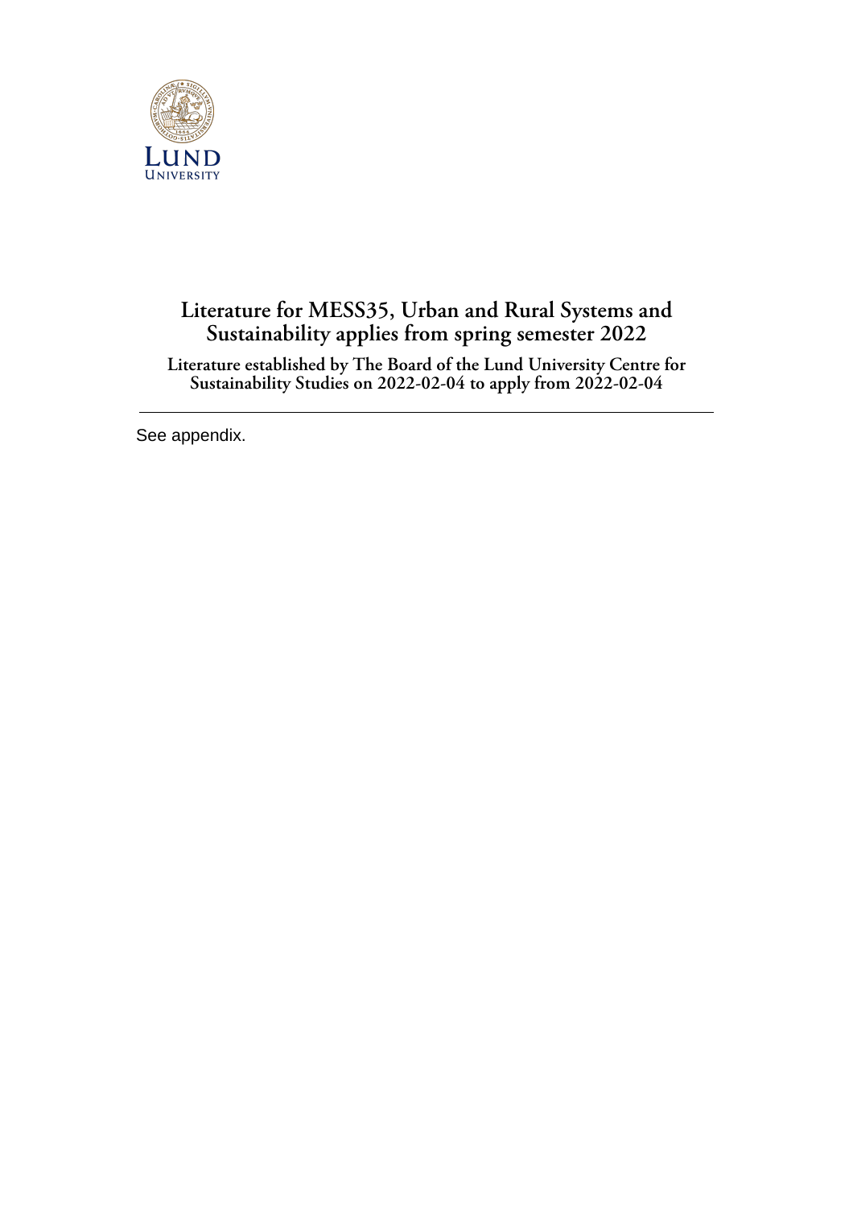# Literature for MESS35, Urban and Rural Systems and Sustainability applies from spring semester 2022

## Literature established by The Board of the Lund University Centre for Sustainability Studies on 2022-02-04 to apply from 2022-02-04

---

See appendix.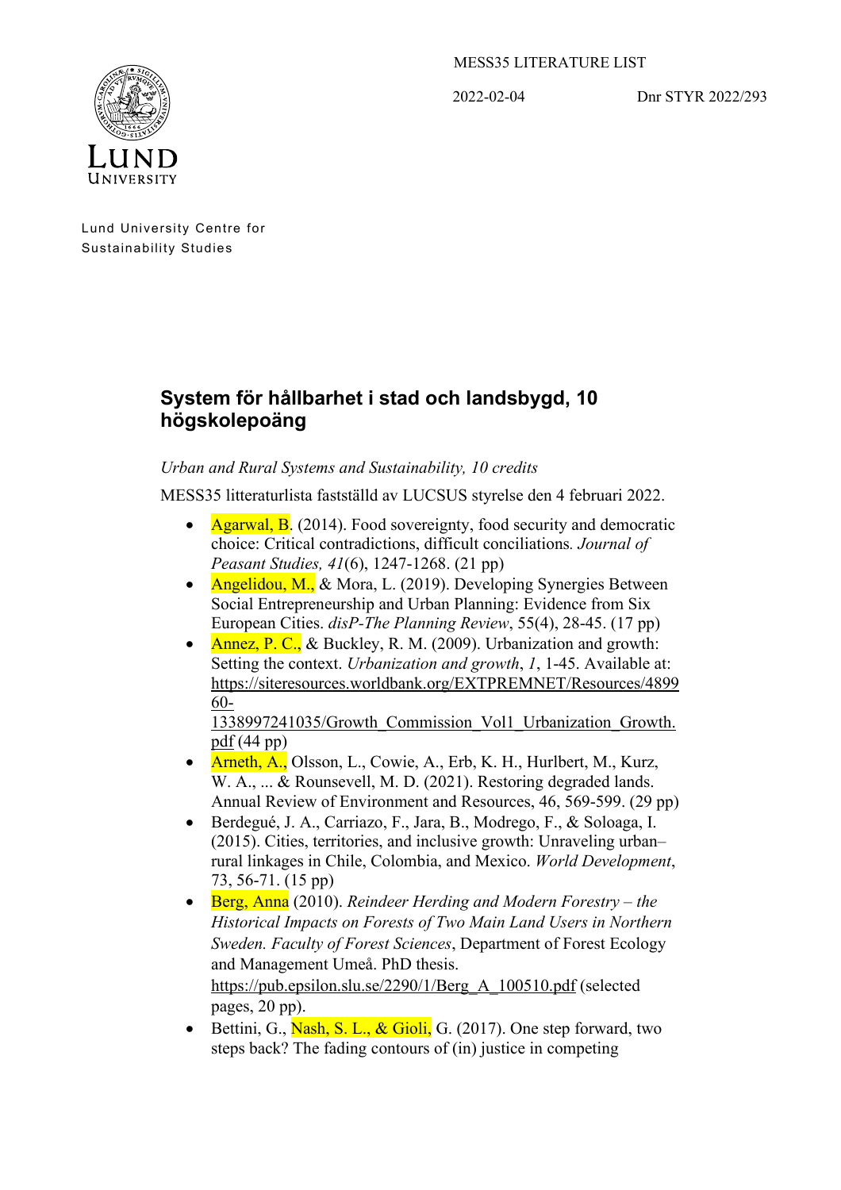MESS35 LITERATURE LIST

2022-02-04 Dnr STYR 2022/293

Lund University Centre for Sustainability Studies

## System för hållbarhet i stad och landsbygd, 10 högskolepoäng

*Urban and Rural Systems and Sustainability, 10 credits*

MESS35 litteraturlista fastställd av LUCSUS styrelse den 4 februari 2022.

- Agarwal, B. (2014). Food sovereignty, food security and democratic choice: Critical contradictions, difficult conciliations. *Journal of Peasant Studies, 41*(6), 1247-1268. (21 pp)
- Angelidou, M., & Mora, L. (2019). Developing Synergies Between Social Entrepreneurship and Urban Planning: Evidence from Six European Cities. *disP-The Planning Review*, 55(4), 28-45. (17 pp)
- Annez, P. C., & Buckley, R. M. (2009). Urbanization and growth: Setting the context. *Urbanization and growth*, *1*, 1-45. Available at: https://siteresources.worldbank.org/EXTPREMNET/Resources/489960-1338997241035/Growth_Commission_Vol1_Urbanization_Growth.pdf (44 pp)
- Arneth, A., Olsson, L., Cowie, A., Erb, K. H., Hurlbert, M., Kurz, W. A., ... & Rounsevell, M. D. (2021). Restoring degraded lands. Annual Review of Environment and Resources, 46, 569-599. (29 pp)
- Berdegué, J. A., Carriazo, F., Jara, B., Modrego, F., & Soloaga, I. (2015). Cities, territories, and inclusive growth: Unraveling urban–rural linkages in Chile, Colombia, and Mexico. *World Development*, 73, 56-71. (15 pp)
- Berg, Anna (2010). *Reindeer Herding and Modern Forestry – the Historical Impacts on Forests of Two Main Land Users in Northern Sweden. Faculty of Forest Sciences*, Department of Forest Ecology and Management Umeå. PhD thesis. https://pub.epsilon.slu.se/2290/1/Berg_A_100510.pdf (selected pages, 20 pp).
- Bettini, G., Nash, S. L., & Gioli, G. (2017). One step forward, two steps back? The fading contours of (in) justice in competing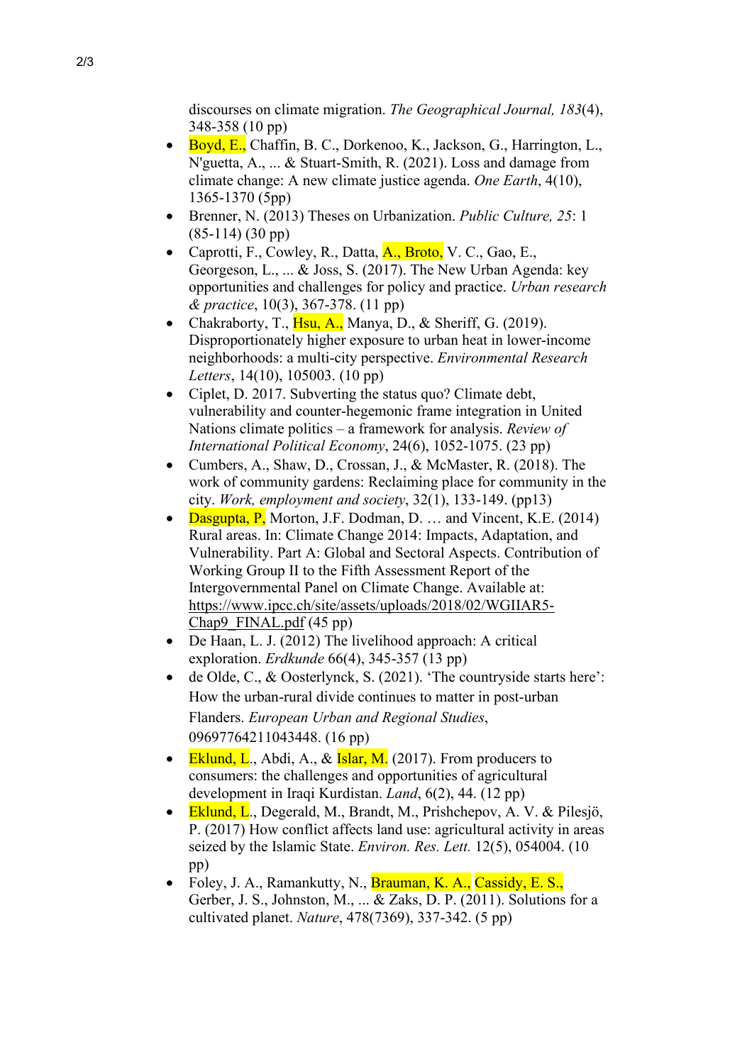discourses on climate migration. *The Geographical Journal, 183*(4), 348-358 (10 pp)

- Boyd, E., Chaffin, B. C., Dorkenoo, K., Jackson, G., Harrington, L., N'guetta, A., ... & Stuart-Smith, R. (2021). Loss and damage from climate change: A new climate justice agenda. *One Earth*, 4(10), 1365-1370 (5pp)
- Brenner, N. (2013) Theses on Urbanization. *Public Culture, 25*: 1 (85-114) (30 pp)
- Caprotti, F., Cowley, R., Datta, A., Broto, V. C., Gao, E., Georgeson, L., ... & Joss, S. (2017). The New Urban Agenda: key opportunities and challenges for policy and practice. *Urban research & practice*, 10(3), 367-378. (11 pp)
- Chakraborty, T., Hsu, A., Manya, D., & Sheriff, G. (2019). Disproportionately higher exposure to urban heat in lower-income neighborhoods: a multi-city perspective. *Environmental Research Letters*, 14(10), 105003. (10 pp)
- Ciplet, D. 2017. Subverting the status quo? Climate debt, vulnerability and counter-hegemonic frame integration in United Nations climate politics – a framework for analysis. *Review of International Political Economy*, 24(6), 1052-1075. (23 pp)
- Cumbers, A., Shaw, D., Crossan, J., & McMaster, R. (2018). The work of community gardens: Reclaiming place for community in the city. *Work, employment and society*, 32(1), 133-149. (pp13)
- Dasgupta, P, Morton, J.F. Dodman, D. … and Vincent, K.E. (2014) Rural areas. In: Climate Change 2014: Impacts, Adaptation, and Vulnerability. Part A: Global and Sectoral Aspects. Contribution of Working Group II to the Fifth Assessment Report of the Intergovernmental Panel on Climate Change. Available at: https://www.ipcc.ch/site/assets/uploads/2018/02/WGIIAR5-Chap9_FINAL.pdf (45 pp)
- De Haan, L. J. (2012) The livelihood approach: A critical exploration. *Erdkunde* 66(4), 345-357 (13 pp)
- de Olde, C., & Oosterlynck, S. (2021). 'The countryside starts here': How the urban-rural divide continues to matter in post-urban Flanders. *European Urban and Regional Studies*, 09697764211043448. (16 pp)
- Eklund, L., Abdi, A., & Islar, M. (2017). From producers to consumers: the challenges and opportunities of agricultural development in Iraqi Kurdistan. *Land*, 6(2), 44. (12 pp)
- Eklund, L., Degerald, M., Brandt, M., Prishchepov, A. V. & Pilesjö, P. (2017) How conflict affects land use: agricultural activity in areas seized by the Islamic State. *Environ. Res. Lett.* 12(5), 054004. (10 pp)
- Foley, J. A., Ramankutty, N., Brauman, K. A., Cassidy, E. S., Gerber, J. S., Johnston, M., ... & Zaks, D. P. (2011). Solutions for a cultivated planet. *Nature*, 478(7369), 337-342. (5 pp)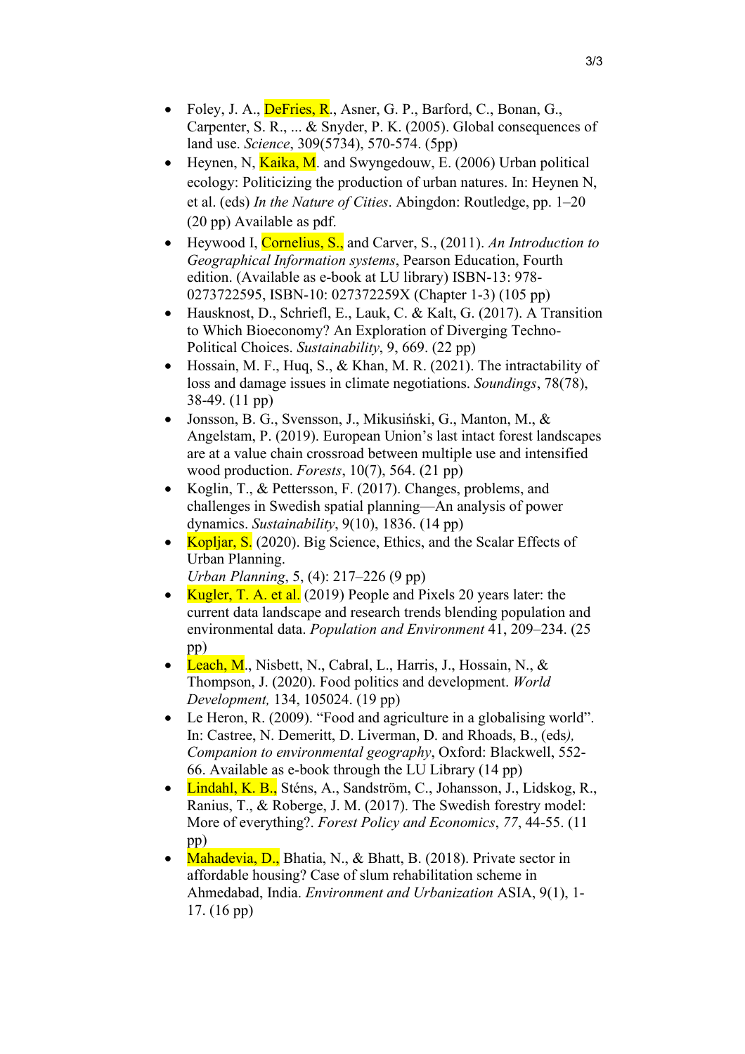- Foley, J. A., DeFries, R., Asner, G. P., Barford, C., Bonan, G., Carpenter, S. R., ... & Snyder, P. K. (2005). Global consequences of land use. *Science*, 309(5734), 570-574. (5pp)
- Heynen, N, Kaika, M. and Swyngedouw, E. (2006) Urban political ecology: Politicizing the production of urban natures. In: Heynen N, et al. (eds) *In the Nature of Cities*. Abingdon: Routledge, pp. 1–20 (20 pp) Available as pdf.
- Heywood I, Cornelius, S., and Carver, S., (2011). *An Introduction to Geographical Information systems*, Pearson Education, Fourth edition. (Available as e-book at LU library) ISBN-13: 978-0273722595, ISBN-10: 027372259X (Chapter 1-3) (105 pp)
- Hausknost, D., Schriefl, E., Lauk, C. & Kalt, G. (2017). A Transition to Which Bioeconomy? An Exploration of Diverging Techno-Political Choices. *Sustainability*, 9, 669. (22 pp)
- Hossain, M. F., Huq, S., & Khan, M. R. (2021). The intractability of loss and damage issues in climate negotiations. *Soundings*, 78(78), 38-49. (11 pp)
- Jonsson, B. G., Svensson, J., Mikusiński, G., Manton, M., & Angelstam, P. (2019). European Union's last intact forest landscapes are at a value chain crossroad between multiple use and intensified wood production. *Forests*, 10(7), 564. (21 pp)
- Koglin, T., & Pettersson, F. (2017). Changes, problems, and challenges in Swedish spatial planning—An analysis of power dynamics. *Sustainability*, 9(10), 1836. (14 pp)
- Kopljar, S. (2020). Big Science, Ethics, and the Scalar Effects of Urban Planning.
  *Urban Planning*, 5, (4): 217–226 (9 pp)
- Kugler, T. A. et al. (2019) People and Pixels 20 years later: the current data landscape and research trends blending population and environmental data. *Population and Environment* 41, 209–234. (25 pp)
- Leach, M., Nisbett, N., Cabral, L., Harris, J., Hossain, N., & Thompson, J. (2020). Food politics and development. *World Development,* 134, 105024. (19 pp)
- Le Heron, R. (2009). "Food and agriculture in a globalising world". In: Castree, N. Demeritt, D. Liverman, D. and Rhoads, B., (eds*), Companion to environmental geography*, Oxford: Blackwell, 552-66. Available as e-book through the LU Library (14 pp)
- Lindahl, K. B., Sténs, A., Sandström, C., Johansson, J., Lidskog, R., Ranius, T., & Roberge, J. M. (2017). The Swedish forestry model: More of everything?. *Forest Policy and Economics*, *77*, 44-55. (11 pp)
- Mahadevia, D., Bhatia, N., & Bhatt, B. (2018). Private sector in affordable housing? Case of slum rehabilitation scheme in Ahmedabad, India. *Environment and Urbanization* ASIA, 9(1), 1-17. (16 pp)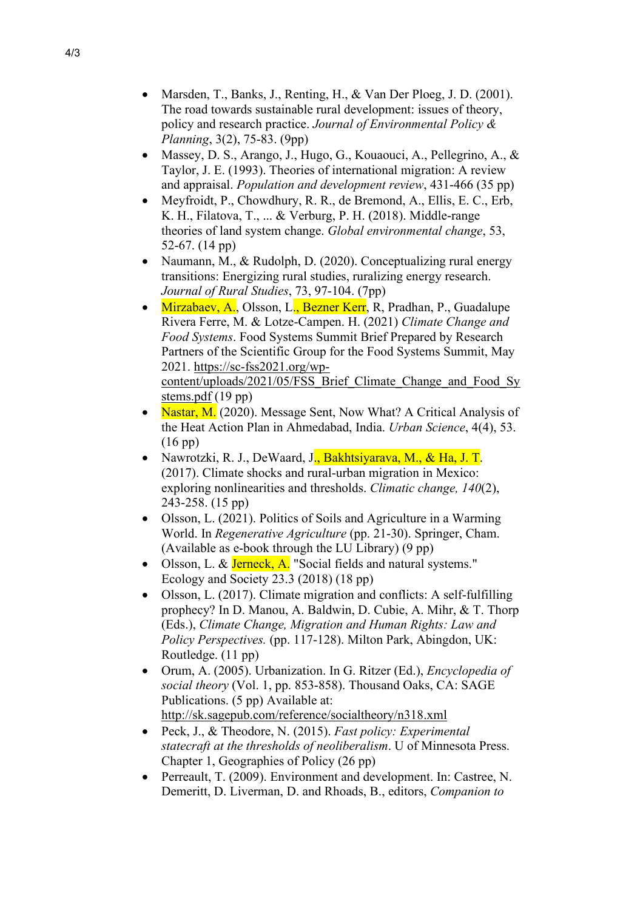- Marsden, T., Banks, J., Renting, H., & Van Der Ploeg, J. D. (2001). The road towards sustainable rural development: issues of theory, policy and research practice. *Journal of Environmental Policy & Planning*, 3(2), 75-83. (9pp)
- Massey, D. S., Arango, J., Hugo, G., Kouaouci, A., Pellegrino, A., & Taylor, J. E. (1993). Theories of international migration: A review and appraisal. *Population and development review*, 431-466 (35 pp)
- Meyfroidt, P., Chowdhury, R. R., de Bremond, A., Ellis, E. C., Erb, K. H., Filatova, T., ... & Verburg, P. H. (2018). Middle-range theories of land system change. *Global environmental change*, 53, 52-67. (14 pp)
- Naumann, M., & Rudolph, D. (2020). Conceptualizing rural energy transitions: Energizing rural studies, ruralizing energy research. *Journal of Rural Studies*, 73, 97-104. (7pp)
- Mirzabaev, A., Olsson, L., Bezner Kerr, R, Pradhan, P., Guadalupe Rivera Ferre, M. & Lotze-Campen. H. (2021) *Climate Change and Food Systems*. Food Systems Summit Brief Prepared by Research Partners of the Scientific Group for the Food Systems Summit, May 2021. https://sc-fss2021.org/wp-content/uploads/2021/05/FSS_Brief_Climate_Change_and_Food_Systems.pdf (19 pp)
- Nastar, M. (2020). Message Sent, Now What? A Critical Analysis of the Heat Action Plan in Ahmedabad, India. *Urban Science*, 4(4), 53. (16 pp)
- Nawrotzki, R. J., DeWaard, J., Bakhtsiyarava, M., & Ha, J. T. (2017). Climate shocks and rural-urban migration in Mexico: exploring nonlinearities and thresholds. *Climatic change, 140*(2), 243-258. (15 pp)
- Olsson, L. (2021). Politics of Soils and Agriculture in a Warming World. In *Regenerative Agriculture* (pp. 21-30). Springer, Cham. (Available as e-book through the LU Library) (9 pp)
- Olsson, L. & Jerneck, A. "Social fields and natural systems." Ecology and Society 23.3 (2018) (18 pp)
- Olsson, L. (2017). Climate migration and conflicts: A self-fulfilling prophecy? In D. Manou, A. Baldwin, D. Cubie, A. Mihr, & T. Thorp (Eds.), *Climate Change, Migration and Human Rights: Law and Policy Perspectives.* (pp. 117-128). Milton Park, Abingdon, UK: Routledge. (11 pp)
- Orum, A. (2005). Urbanization. In G. Ritzer (Ed.), *Encyclopedia of social theory* (Vol. 1, pp. 853-858). Thousand Oaks, CA: SAGE Publications. (5 pp) Available at: http://sk.sagepub.com/reference/socialtheory/n318.xml
- Peck, J., & Theodore, N. (2015). *Fast policy: Experimental statecraft at the thresholds of neoliberalism*. U of Minnesota Press. Chapter 1, Geographies of Policy (26 pp)
- Perreault, T. (2009). Environment and development. In: Castree, N. Demeritt, D. Liverman, D. and Rhoads, B., editors, *Companion to*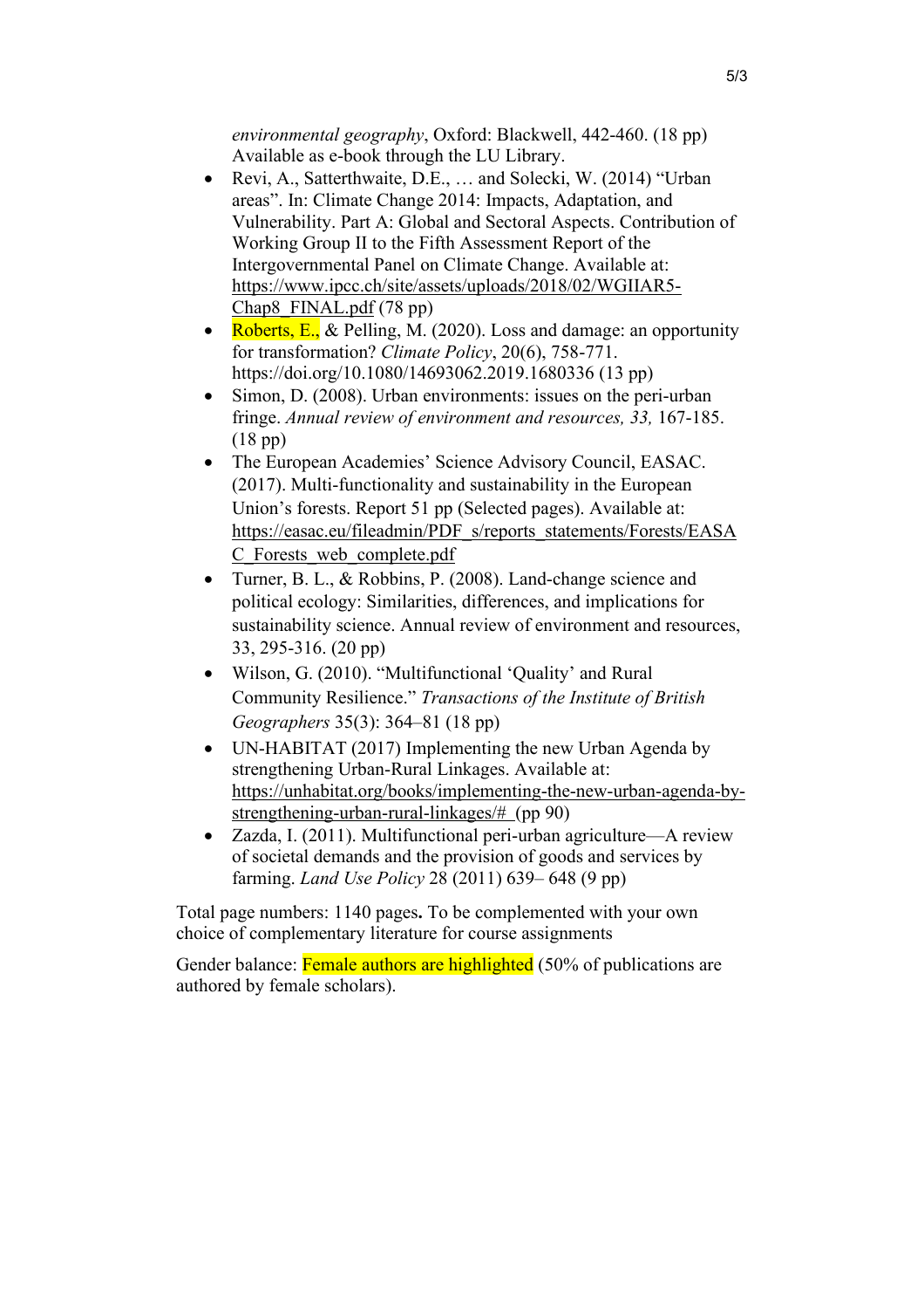*environmental geography*, Oxford: Blackwell, 442-460. (18 pp) Available as e-book through the LU Library.

- Revi, A., Satterthwaite, D.E., … and Solecki, W. (2014) "Urban areas". In: Climate Change 2014: Impacts, Adaptation, and Vulnerability. Part A: Global and Sectoral Aspects. Contribution of Working Group II to the Fifth Assessment Report of the Intergovernmental Panel on Climate Change. Available at: https://www.ipcc.ch/site/assets/uploads/2018/02/WGIIAR5-Chap8_FINAL.pdf (78 pp)
- Roberts, E., & Pelling, M. (2020). Loss and damage: an opportunity for transformation? *Climate Policy*, 20(6), 758-771. https://doi.org/10.1080/14693062.2019.1680336 (13 pp)
- Simon, D. (2008). Urban environments: issues on the peri-urban fringe. *Annual review of environment and resources, 33,* 167-185. (18 pp)
- The European Academies' Science Advisory Council, EASAC. (2017). Multi-functionality and sustainability in the European Union's forests. Report 51 pp (Selected pages). Available at: https://easac.eu/fileadmin/PDF_s/reports_statements/Forests/EASAC_Forests_web_complete.pdf
- Turner, B. L., & Robbins, P. (2008). Land-change science and political ecology: Similarities, differences, and implications for sustainability science. Annual review of environment and resources, 33, 295-316. (20 pp)
- Wilson, G. (2010). "Multifunctional 'Quality' and Rural Community Resilience." *Transactions of the Institute of British Geographers* 35(3): 364–81 (18 pp)
- UN-HABITAT (2017) Implementing the new Urban Agenda by strengthening Urban-Rural Linkages. Available at: https://unhabitat.org/books/implementing-the-new-urban-agenda-by-strengthening-urban-rural-linkages/# (pp 90)
- Zazda, I. (2011). Multifunctional peri-urban agriculture—A review of societal demands and the provision of goods and services by farming. *Land Use Policy* 28 (2011) 639– 648 (9 pp)

Total page numbers: 1140 pages**.** To be complemented with your own choice of complementary literature for course assignments

Gender balance: Female authors are highlighted (50% of publications are authored by female scholars).